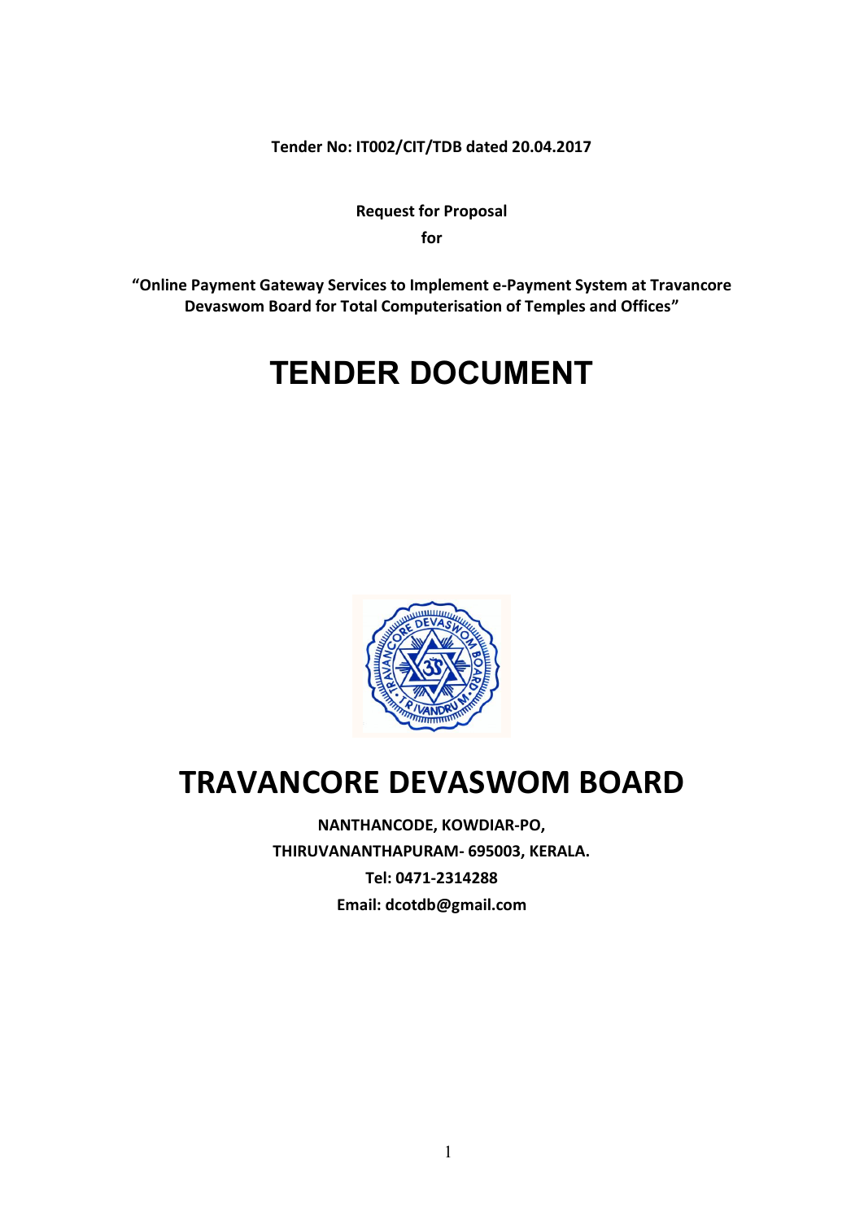**Tender No: IT002/CIT/TDB dated 20.04.2017**

**Request for Proposal**

**for**

**"Online Payment Gateway Services to Implement e-Payment System at Travancore Devaswom Board for Total Computerisation of Temples and Offices"**

# TENDER DOCUMENT

# TRAVANCORE DEVASWOM BOARD

**NANTHANCODE, KOWDIAR-PO,**

**THIRUVANANTHAPURAM- 695003, KERALA.**

**Tel: 0471-2314288**

**Email: dcotdb@gmail.com**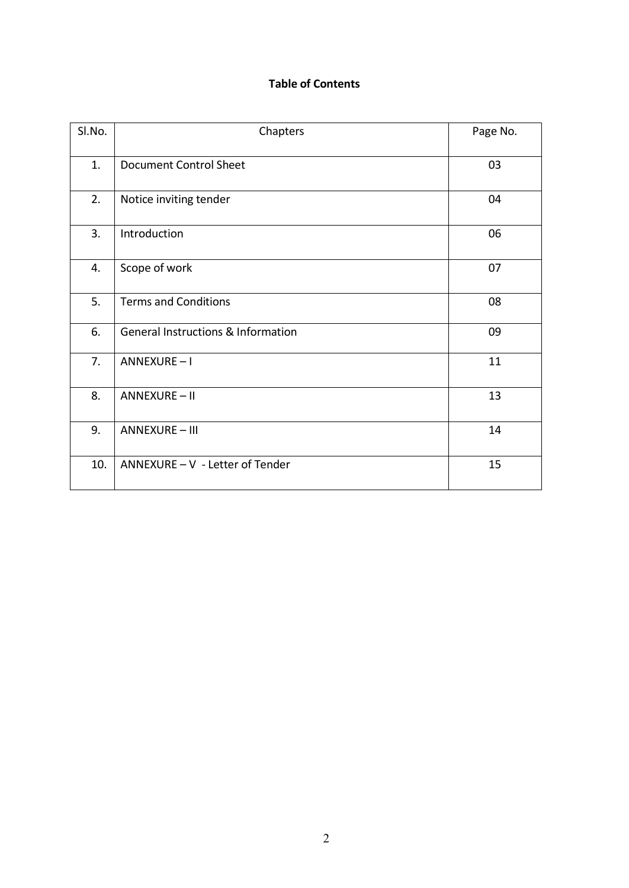**Table of Contents**

| Sl.No. | Chapters | Page No. |
|---|---|---|
| 1. | Document Control Sheet | 03 |
| 2. | Notice inviting tender | 04 |
| 3. | Introduction | 06 |
| 4. | Scope of work | 07 |
| 5. | Terms and Conditions | 08 |
| 6. | General Instructions & Information | 09 |
| 7. | ANNEXURE – I | 11 |
| 8. | ANNEXURE – II | 13 |
| 9. | ANNEXURE – III | 14 |
| 10. | ANNEXURE – V - Letter of Tender | 15 |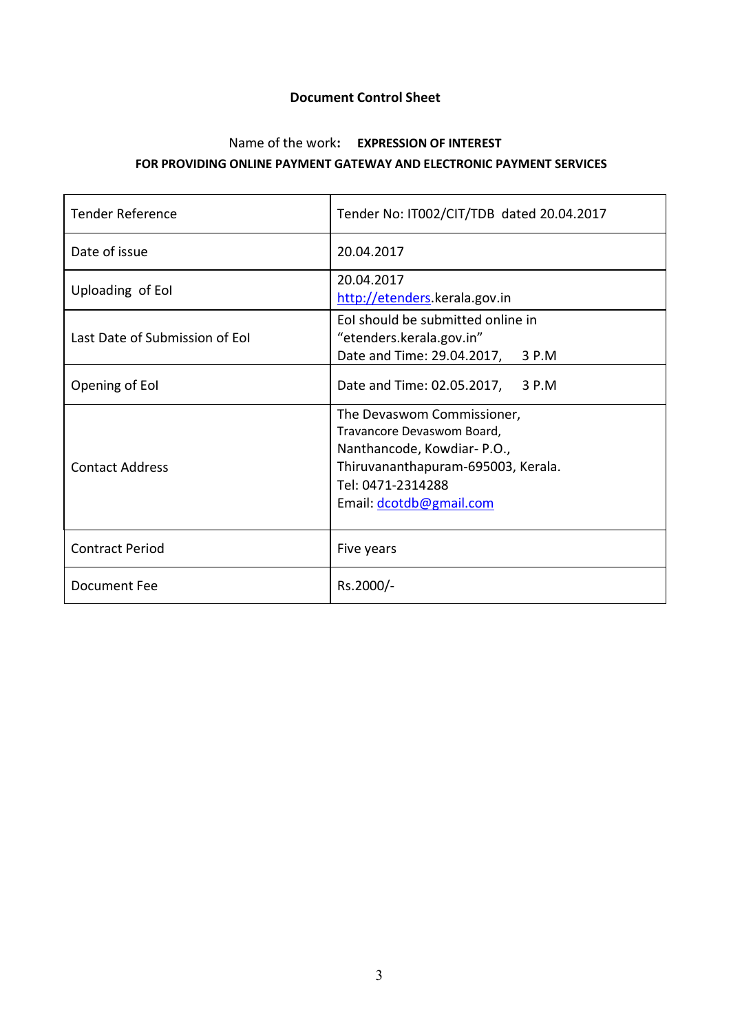# Document Control Sheet

Name of the work**: EXPRESSION OF INTEREST**

**FOR PROVIDING ONLINE PAYMENT GATEWAY AND ELECTRONIC PAYMENT SERVICES**

| Tender Reference | Tender No: IT002/CIT/TDB dated 20.04.2017 |
|---|---|
| Date of issue | 20.04.2017 |
| Uploading of EoI | 20.04.2017<br>http://etenders.kerala.gov.in |
| Last Date of Submission of EoI | EoI should be submitted online in "etenders.kerala.gov.in"<br>Date and Time: 29.04.2017, 3 P.M |
| Opening of EoI | Date and Time: 02.05.2017, 3 P.M |
| Contact Address | The Devaswom Commissioner,<br>Travancore Devaswom Board,<br>Nanthancode, Kowdiar- P.O.,<br>Thiruvananthapuram-695003, Kerala.<br>Tel: 0471-2314288<br>Email: dcotdb@gmail.com |
| Contract Period | Five years |
| Document Fee | Rs.2000/- |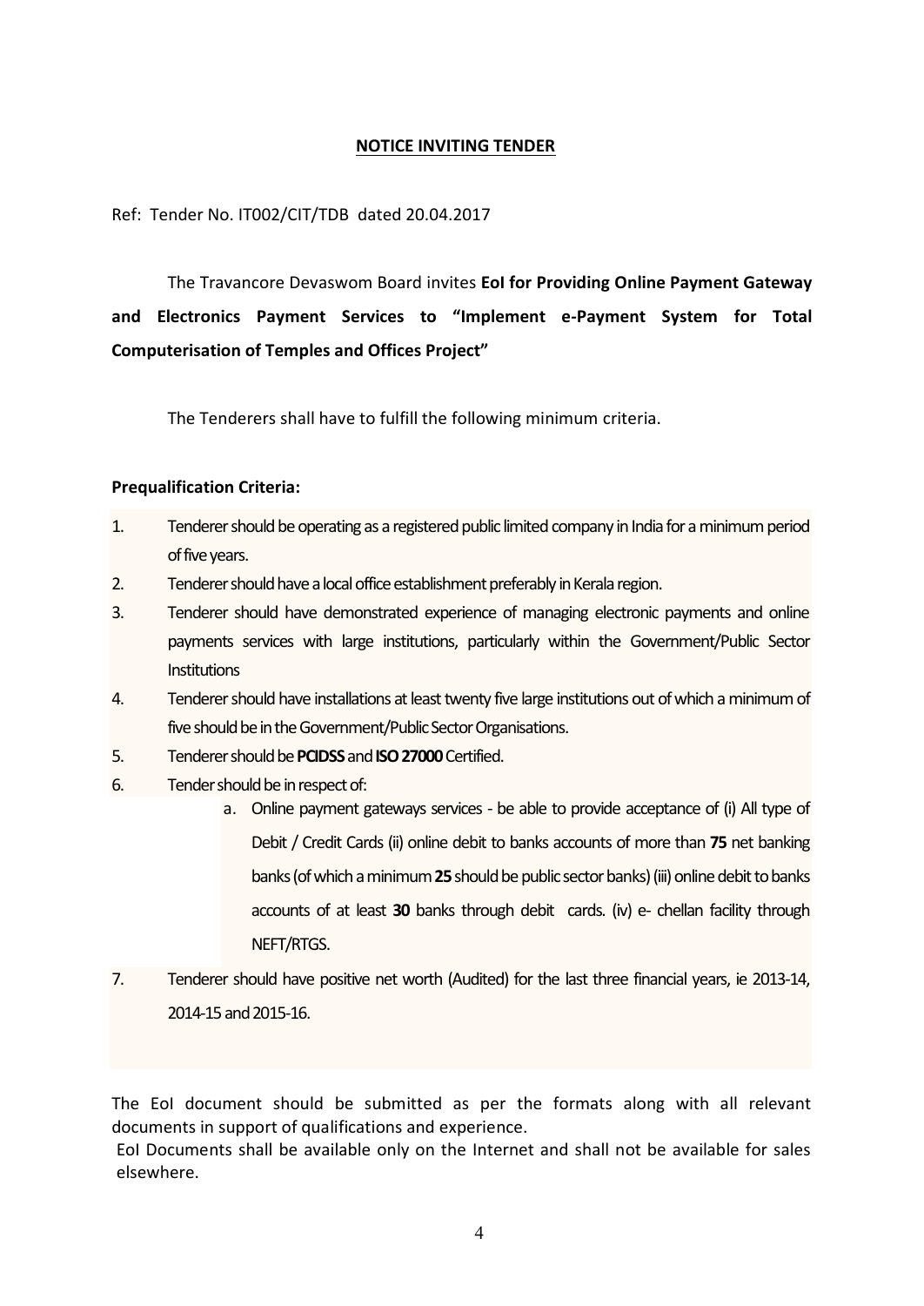**NOTICE INVITING TENDER**

Ref: Tender No. IT002/CIT/TDB dated 20.04.2017

The Travancore Devaswom Board invites **EoI for Providing Online Payment Gateway and Electronics Payment Services to "Implement e-Payment System for Total Computerisation of Temples and Offices Project"**

The Tenderers shall have to fulfill the following minimum criteria.

**Prequalification Criteria:**

1. Tenderer should be operating as a registered public limited company in India for a minimum period of five years.
2. Tenderer should have a local office establishment preferably in Kerala region.
3. Tenderer should have demonstrated experience of managing electronic payments and online payments services with large institutions, particularly within the Government/Public Sector Institutions
4. Tenderer should have installations at least twenty five large institutions out of which a minimum of five should be in the Government/Public Sector Organisations.
5. Tenderer should be **PCIDSS** and **ISO 27000** Certified.
6. Tender should be in respect of:
   a. Online payment gateways services - be able to provide acceptance of (i) All type of Debit / Credit Cards (ii) online debit to banks accounts of more than **75** net banking banks (of which a minimum **25** should be public sector banks) (iii) online debit to banks accounts of at least **30** banks through debit cards. (iv) e- chellan facility through NEFT/RTGS.
7. Tenderer should have positive net worth (Audited) for the last three financial years, ie 2013-14, 2014-15 and 2015-16.

The EoI document should be submitted as per the formats along with all relevant documents in support of qualifications and experience.

EoI Documents shall be available only on the Internet and shall not be available for sales elsewhere.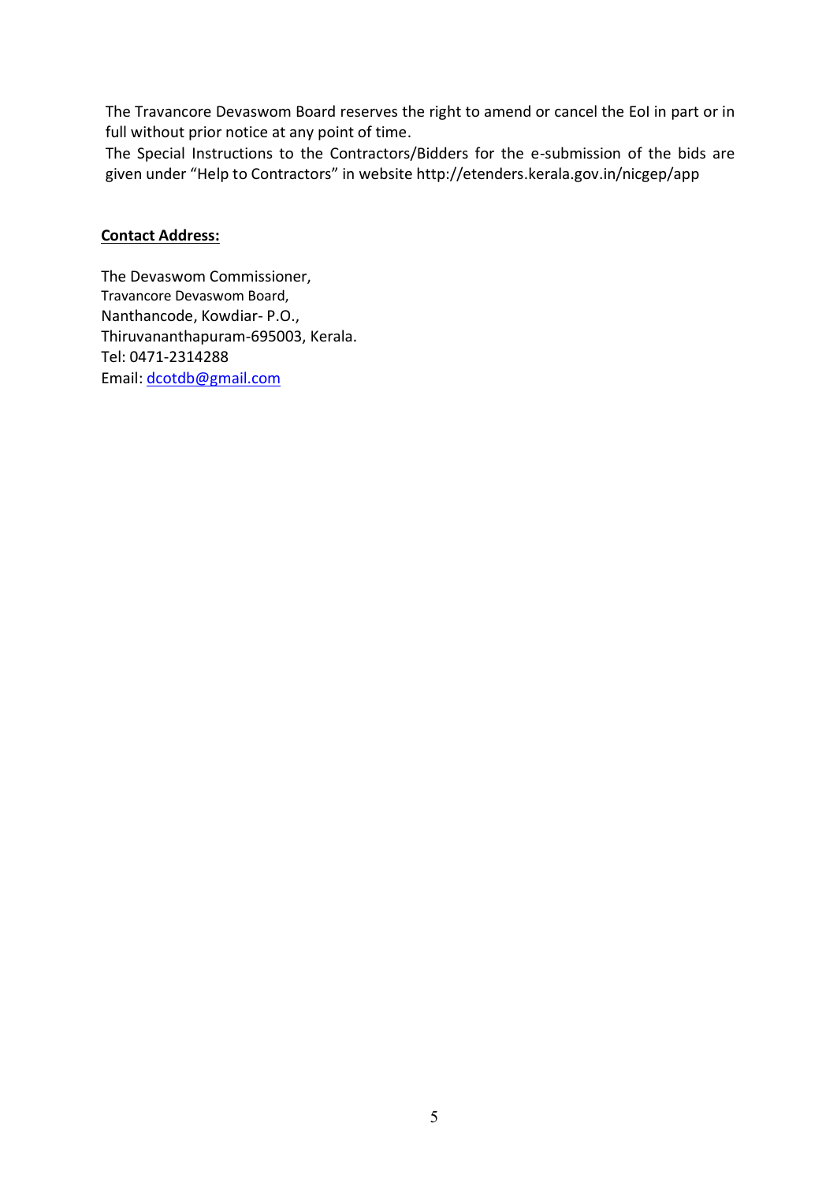The Travancore Devaswom Board reserves the right to amend or cancel the EoI in part or in full without prior notice at any point of time.

The Special Instructions to the Contractors/Bidders for the e-submission of the bids are given under "Help to Contractors" in website http://etenders.kerala.gov.in/nicgep/app

**Contact Address:**

The Devaswom Commissioner,
Travancore Devaswom Board,
Nanthancode, Kowdiar- P.O.,
Thiruvananthapuram-695003, Kerala.
Tel: 0471-2314288
Email: dcotdb@gmail.com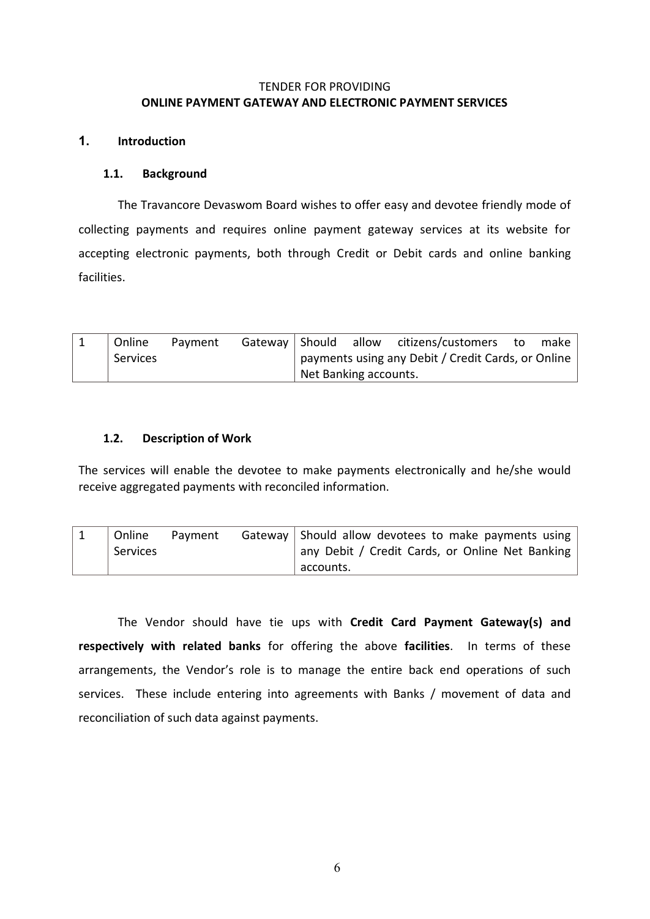TENDER FOR PROVIDING

**ONLINE PAYMENT GATEWAY AND ELECTRONIC PAYMENT SERVICES**

## 1. Introduction

### 1.1. Background

The Travancore Devaswom Board wishes to offer easy and devotee friendly mode of collecting payments and requires online payment gateway services at its website for accepting electronic payments, both through Credit or Debit cards and online banking facilities.

| | | |
|---|---|---|
| 1 | Online Payment Gateway Services | Should allow citizens/customers to make payments using any Debit / Credit Cards, or Online Net Banking accounts. |

### 1.2. Description of Work

The services will enable the devotee to make payments electronically and he/she would receive aggregated payments with reconciled information.

| | | |
|---|---|---|
| 1 | Online Payment Gateway Services | Should allow devotees to make payments using any Debit / Credit Cards, or Online Net Banking accounts. |

The Vendor should have tie ups with **Credit Card Payment Gateway(s) and respectively with related banks** for offering the above **facilities**. In terms of these arrangements, the Vendor's role is to manage the entire back end operations of such services. These include entering into agreements with Banks / movement of data and reconciliation of such data against payments.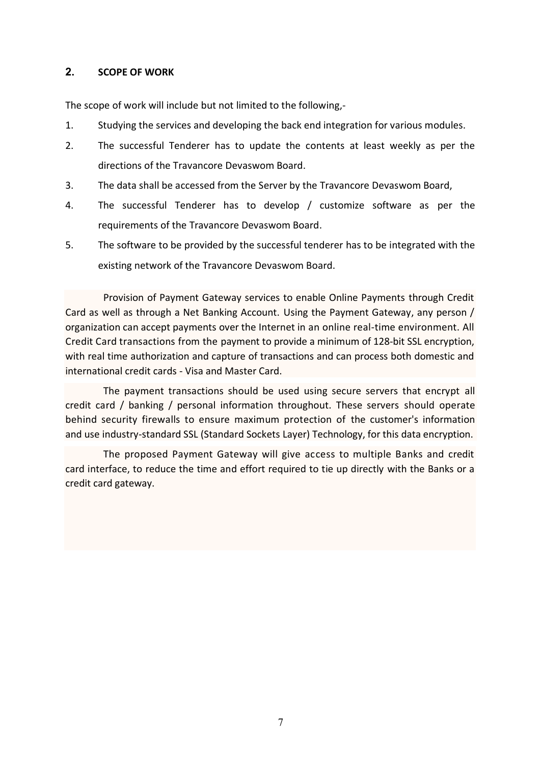## 2. SCOPE OF WORK

The scope of work will include but not limited to the following,-

1. Studying the services and developing the back end integration for various modules.
2. The successful Tenderer has to update the contents at least weekly as per the directions of the Travancore Devaswom Board.
3. The data shall be accessed from the Server by the Travancore Devaswom Board,
4. The successful Tenderer has to develop / customize software as per the requirements of the Travancore Devaswom Board.
5. The software to be provided by the successful tenderer has to be integrated with the existing network of the Travancore Devaswom Board.

Provision of Payment Gateway services to enable Online Payments through Credit Card as well as through a Net Banking Account. Using the Payment Gateway, any person / organization can accept payments over the Internet in an online real-time environment. All Credit Card transactions from the payment to provide a minimum of 128-bit SSL encryption, with real time authorization and capture of transactions and can process both domestic and international credit cards - Visa and Master Card.

The payment transactions should be used using secure servers that encrypt all credit card / banking / personal information throughout. These servers should operate behind security firewalls to ensure maximum protection of the customer's information and use industry-standard SSL (Standard Sockets Layer) Technology, for this data encryption.

The proposed Payment Gateway will give access to multiple Banks and credit card interface, to reduce the time and effort required to tie up directly with the Banks or a credit card gateway.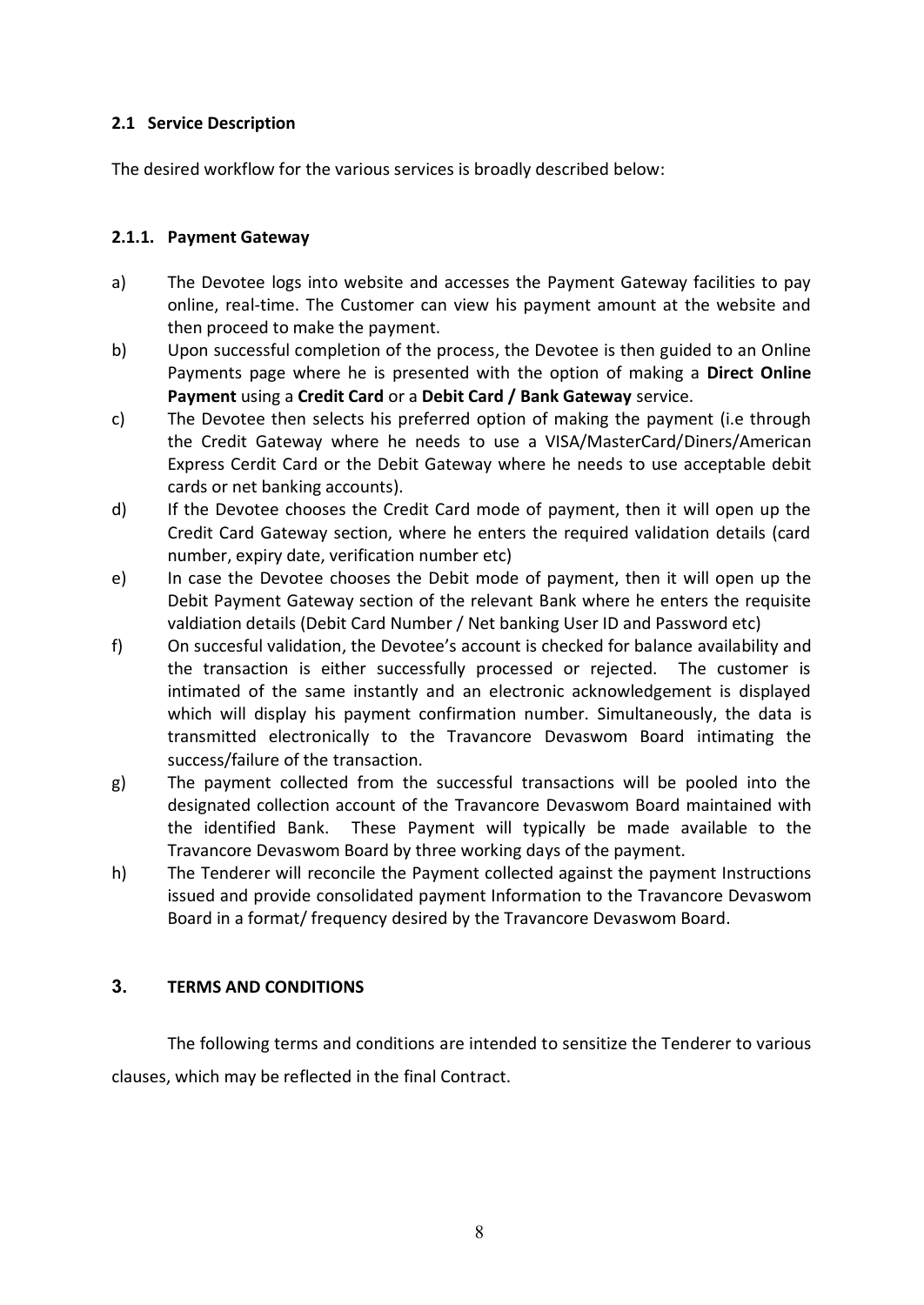### 2.1 Service Description

The desired workflow for the various services is broadly described below:

#### 2.1.1. Payment Gateway

a) The Devotee logs into website and accesses the Payment Gateway facilities to pay online, real-time. The Customer can view his payment amount at the website and then proceed to make the payment.

b) Upon successful completion of the process, the Devotee is then guided to an Online Payments page where he is presented with the option of making a **Direct Online Payment** using a **Credit Card** or a **Debit Card / Bank Gateway** service.

c) The Devotee then selects his preferred option of making the payment (i.e through the Credit Gateway where he needs to use a VISA/MasterCard/Diners/American Express Cerdit Card or the Debit Gateway where he needs to use acceptable debit cards or net banking accounts).

d) If the Devotee chooses the Credit Card mode of payment, then it will open up the Credit Card Gateway section, where he enters the required validation details (card number, expiry date, verification number etc)

e) In case the Devotee chooses the Debit mode of payment, then it will open up the Debit Payment Gateway section of the relevant Bank where he enters the requisite valdiation details (Debit Card Number / Net banking User ID and Password etc)

f) On succesful validation, the Devotee's account is checked for balance availability and the transaction is either successfully processed or rejected. The customer is intimated of the same instantly and an electronic acknowledgement is displayed which will display his payment confirmation number. Simultaneously, the data is transmitted electronically to the Travancore Devaswom Board intimating the success/failure of the transaction.

g) The payment collected from the successful transactions will be pooled into the designated collection account of the Travancore Devaswom Board maintained with the identified Bank. These Payment will typically be made available to the Travancore Devaswom Board by three working days of the payment.

h) The Tenderer will reconcile the Payment collected against the payment Instructions issued and provide consolidated payment Information to the Travancore Devaswom Board in a format/ frequency desired by the Travancore Devaswom Board.

## 3. TERMS AND CONDITIONS

The following terms and conditions are intended to sensitize the Tenderer to various clauses, which may be reflected in the final Contract.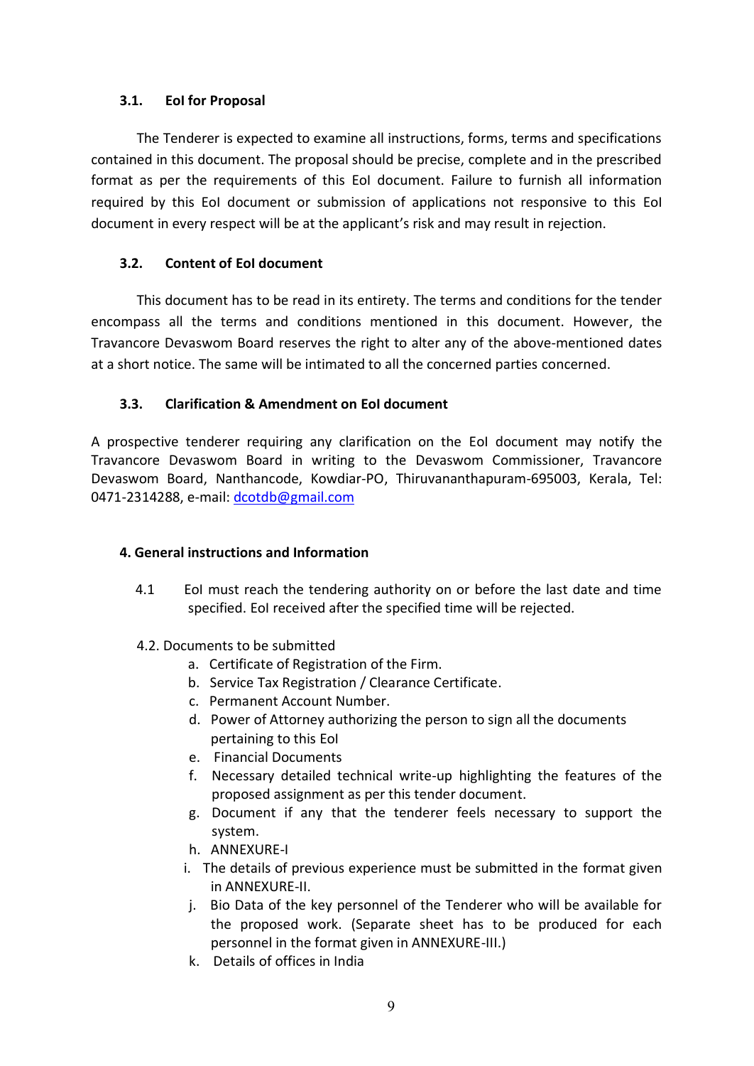### 3.1. EoI for Proposal

The Tenderer is expected to examine all instructions, forms, terms and specifications contained in this document. The proposal should be precise, complete and in the prescribed format as per the requirements of this EoI document. Failure to furnish all information required by this EoI document or submission of applications not responsive to this EoI document in every respect will be at the applicant's risk and may result in rejection.

### 3.2. Content of EoI document

This document has to be read in its entirety. The terms and conditions for the tender encompass all the terms and conditions mentioned in this document. However, the Travancore Devaswom Board reserves the right to alter any of the above-mentioned dates at a short notice. The same will be intimated to all the concerned parties concerned.

### 3.3. Clarification & Amendment on EoI document

A prospective tenderer requiring any clarification on the EoI document may notify the Travancore Devaswom Board in writing to the Devaswom Commissioner, Travancore Devaswom Board, Nanthancode, Kowdiar-PO, Thiruvananthapuram-695003, Kerala, Tel: 0471-2314288, e-mail: dcotdb@gmail.com

## 4. General instructions and Information

4.1 EoI must reach the tendering authority on or before the last date and time specified. EoI received after the specified time will be rejected.

4.2. Documents to be submitted

a. Certificate of Registration of the Firm.
b. Service Tax Registration / Clearance Certificate.
c. Permanent Account Number.
d. Power of Attorney authorizing the person to sign all the documents pertaining to this EoI
e. Financial Documents
f. Necessary detailed technical write-up highlighting the features of the proposed assignment as per this tender document.
g. Document if any that the tenderer feels necessary to support the system.
h. ANNEXURE-I
i. The details of previous experience must be submitted in the format given in ANNEXURE-II.
j. Bio Data of the key personnel of the Tenderer who will be available for the proposed work. (Separate sheet has to be produced for each personnel in the format given in ANNEXURE-III.)
k. Details of offices in India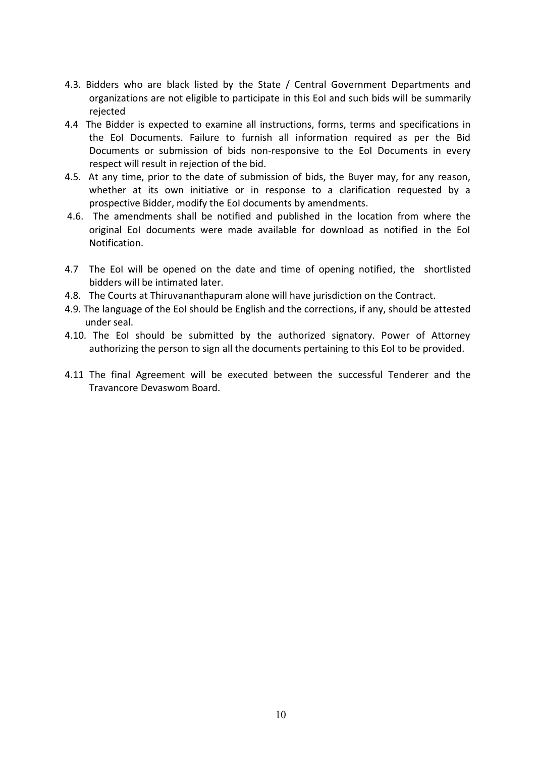4.3. Bidders who are black listed by the State / Central Government Departments and organizations are not eligible to participate in this EoI and such bids will be summarily rejected

4.4 The Bidder is expected to examine all instructions, forms, terms and specifications in the EoI Documents. Failure to furnish all information required as per the Bid Documents or submission of bids non-responsive to the EoI Documents in every respect will result in rejection of the bid.

4.5. At any time, prior to the date of submission of bids, the Buyer may, for any reason, whether at its own initiative or in response to a clarification requested by a prospective Bidder, modify the EoI documents by amendments.

4.6. The amendments shall be notified and published in the location from where the original EoI documents were made available for download as notified in the EoI Notification.

4.7 The EoI will be opened on the date and time of opening notified, the shortlisted bidders will be intimated later.

4.8. The Courts at Thiruvananthapuram alone will have jurisdiction on the Contract.

4.9. The language of the EoI should be English and the corrections, if any, should be attested under seal.

4.10. The EoI should be submitted by the authorized signatory. Power of Attorney authorizing the person to sign all the documents pertaining to this EoI to be provided.

4.11 The final Agreement will be executed between the successful Tenderer and the Travancore Devaswom Board.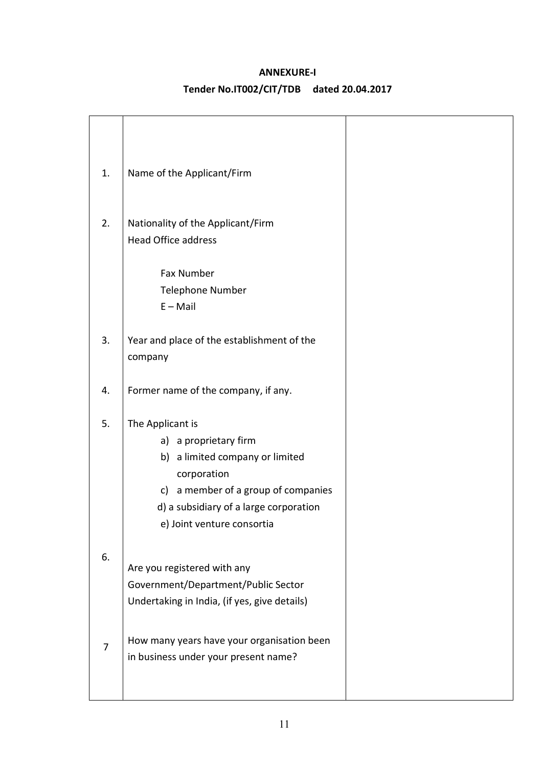**ANNEXURE-I**

**Tender No.IT002/CIT/TDB dated 20.04.2017**

| | | |
|---|---|---|
| 1. | Name of the Applicant/Firm | |
| 2. | Nationality of the Applicant/Firm<br>Head Office address<br><br>Fax Number<br>Telephone Number<br>E – Mail | |
| 3. | Year and place of the establishment of the company | |
| 4. | Former name of the company, if any. | |
| 5. | The Applicant is<br>a) a proprietary firm<br>b) a limited company or limited corporation<br>c) a member of a group of companies<br>d) a subsidiary of a large corporation<br>e) Joint venture consortia | |
| 6. | Are you registered with any Government/Department/Public Sector Undertaking in India, (if yes, give details) | |
| 7 | How many years have your organisation been in business under your present name? | |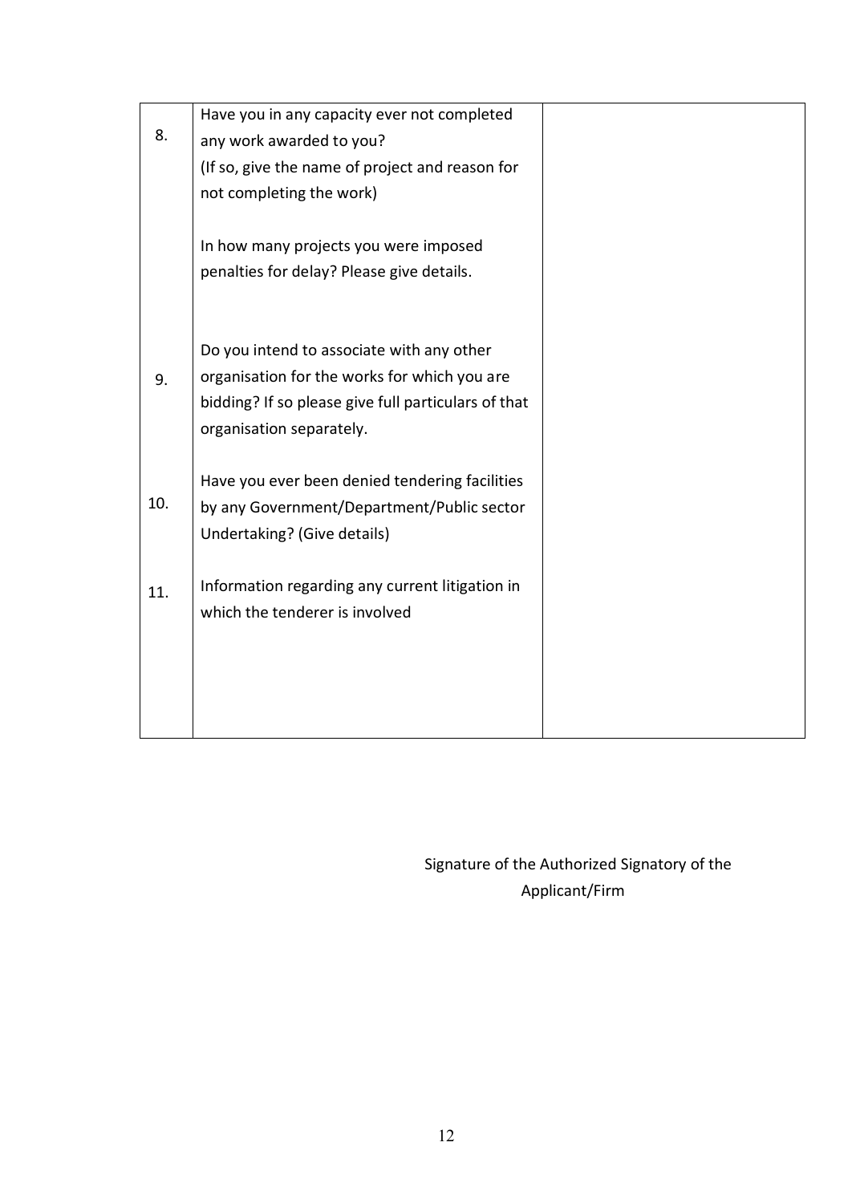| | | |
|---|---|---|
| 8. | Have you in any capacity ever not completed any work awarded to you?<br>(If so, give the name of project and reason for not completing the work)<br><br>In how many projects you were imposed penalties for delay? Please give details. | |
| 9. | Do you intend to associate with any other organisation for the works for which you are bidding? If so please give full particulars of that organisation separately. | |
| 10. | Have you ever been denied tendering facilities by any Government/Department/Public sector Undertaking? (Give details) | |
| 11. | Information regarding any current litigation in which the tenderer is involved | |

Signature of the Authorized Signatory of the Applicant/Firm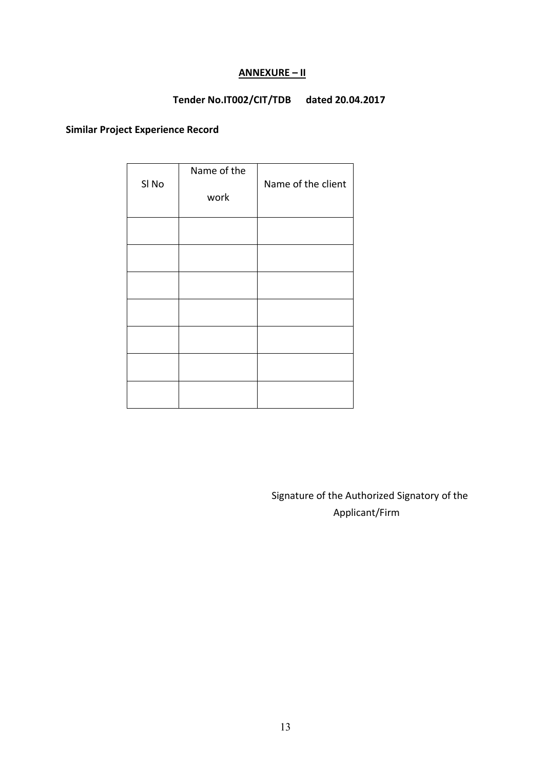**ANNEXURE – II**

**Tender No.IT002/CIT/TDB dated 20.04.2017**

**Similar Project Experience Record**

| Sl No | Name of the work | Name of the client |
|---|---|---|
| | | |
| | | |
| | | |
| | | |
| | | |
| | | |
| | | |

Signature of the Authorized Signatory of the Applicant/Firm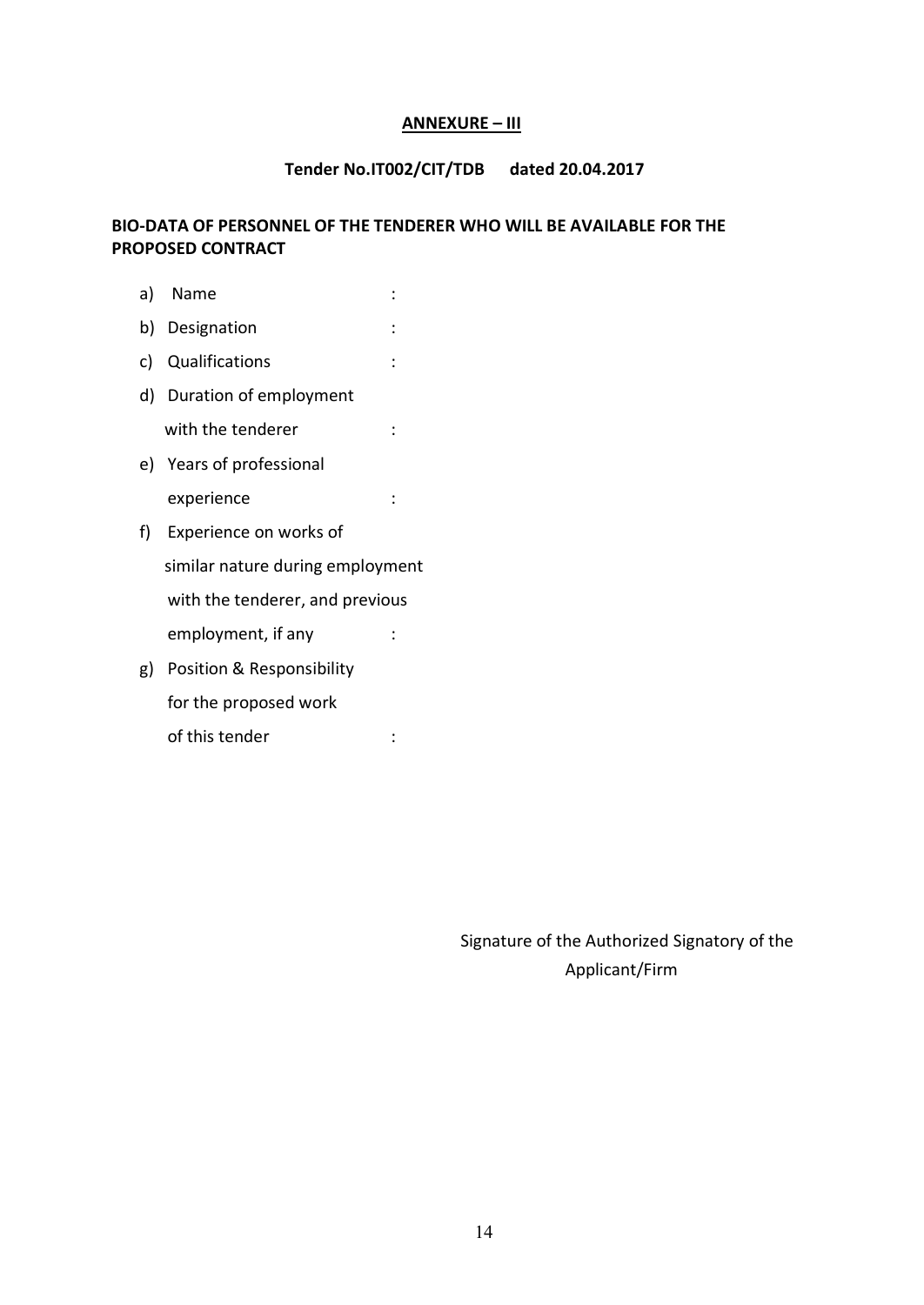**ANNEXURE – III**

**Tender No.IT002/CIT/TDB dated 20.04.2017**

**BIO-DATA OF PERSONNEL OF THE TENDERER WHO WILL BE AVAILABLE FOR THE PROPOSED CONTRACT**

a) Name :

b) Designation :

c) Qualifications :

d) Duration of employment with the tenderer :

e) Years of professional experience :

f) Experience on works of similar nature during employment with the tenderer, and previous employment, if any :

g) Position & Responsibility for the proposed work of this tender :

Signature of the Authorized Signatory of the Applicant/Firm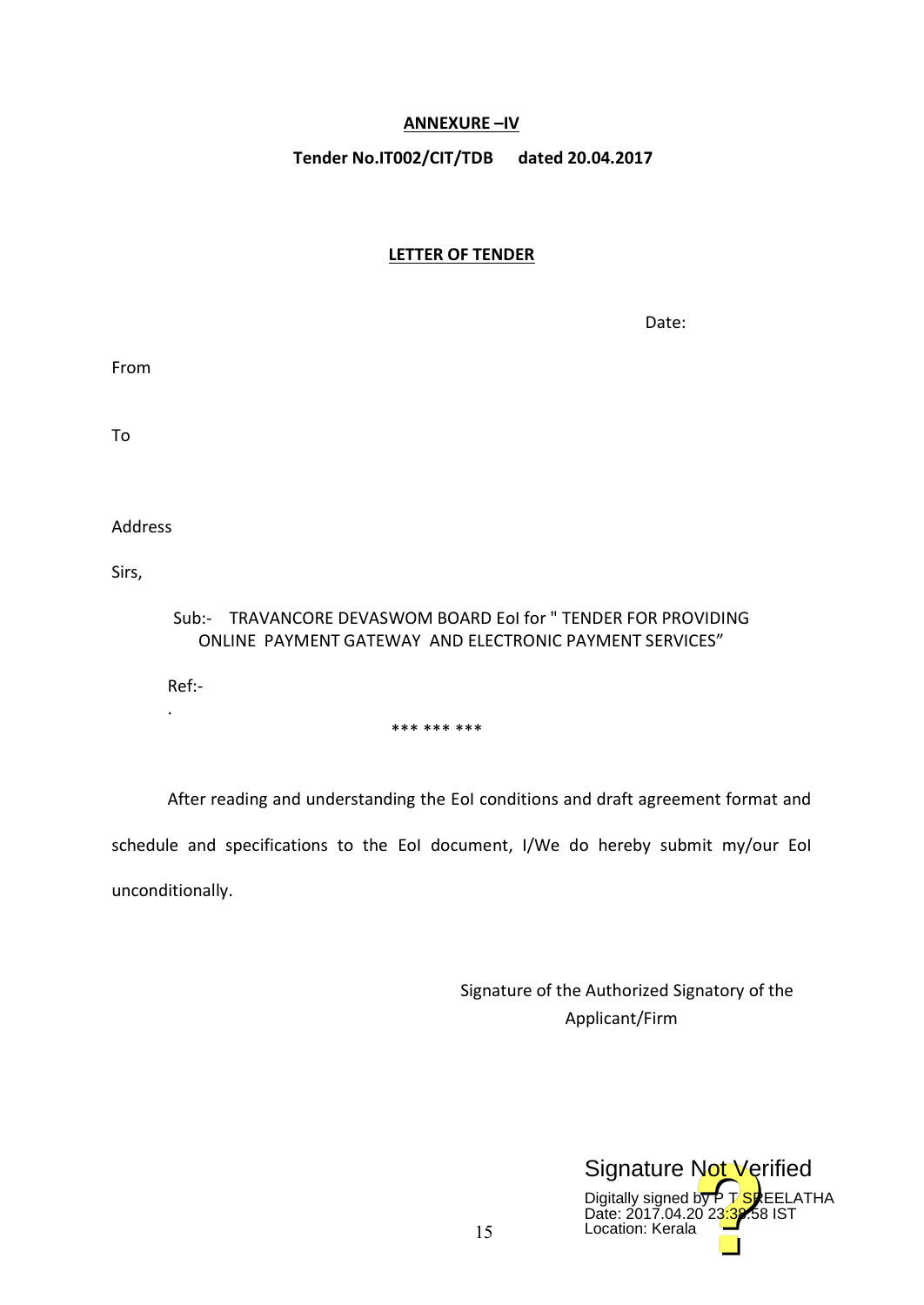**ANNEXURE –IV**

**Tender No.IT002/CIT/TDB dated 20.04.2017**

**LETTER OF TENDER**

Date:

From

To

Address

Sirs,

Sub:- TRAVANCORE DEVASWOM BOARD EoI for " TENDER FOR PROVIDING ONLINE PAYMENT GATEWAY AND ELECTRONIC PAYMENT SERVICES"

Ref:-

.

*** *** ***

After reading and understanding the EoI conditions and draft agreement format and schedule and specifications to the EoI document, I/We do hereby submit my/our EoI unconditionally.

Signature of the Authorized Signatory of the Applicant/Firm

Signature Not Verified

Digitally signed by P T SREELATHA
Date: 2017.04.20 23:39:58 IST
Location: Kerala